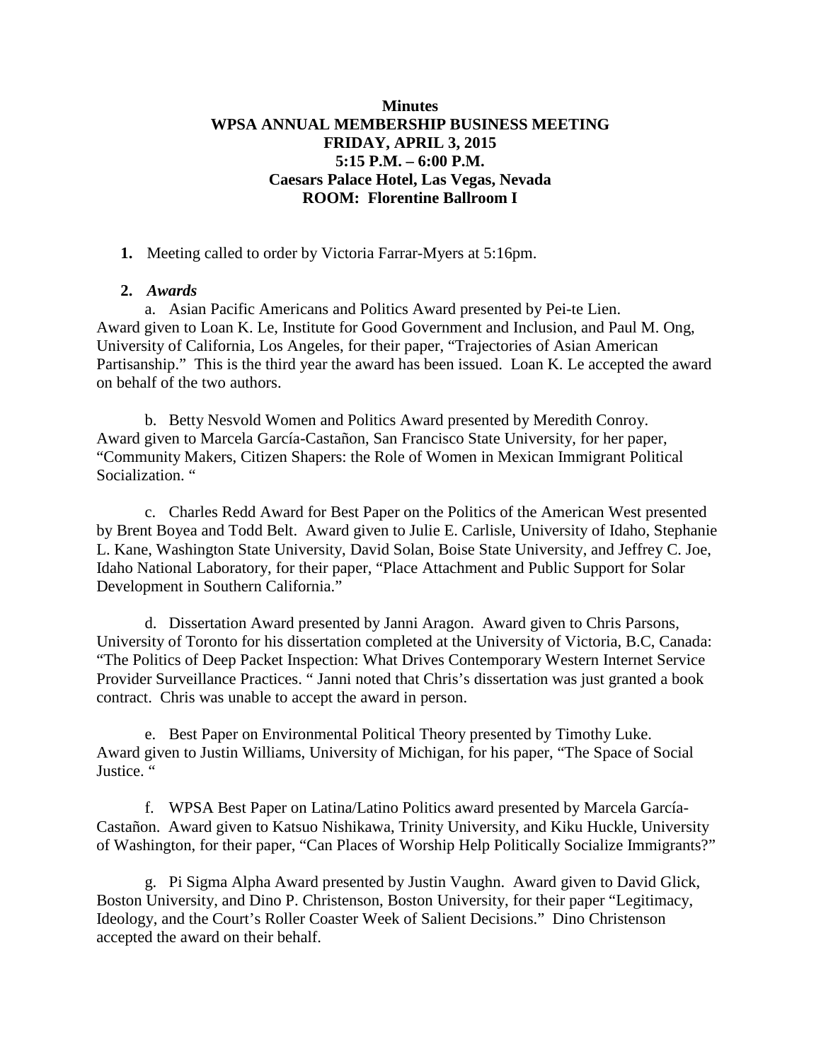**Minutes**
**WPSA ANNUAL MEMBERSHIP BUSINESS MEETING**
**FRIDAY, APRIL 3, 2015**
**5:15 P.M. – 6:00 P.M.**
**Caesars Palace Hotel, Las Vegas, Nevada**
**ROOM: Florentine Ballroom I**

1. Meeting called to order by Victoria Farrar-Myers at 5:16pm.

2. ***Awards***

a. Asian Pacific Americans and Politics Award presented by Pei-te Lien. Award given to Loan K. Le, Institute for Good Government and Inclusion, and Paul M. Ong, University of California, Los Angeles, for their paper, "Trajectories of Asian American Partisanship." This is the third year the award has been issued. Loan K. Le accepted the award on behalf of the two authors.

b. Betty Nesvold Women and Politics Award presented by Meredith Conroy. Award given to Marcela García-Castañon, San Francisco State University, for her paper, "Community Makers, Citizen Shapers: the Role of Women in Mexican Immigrant Political Socialization. "

c. Charles Redd Award for Best Paper on the Politics of the American West presented by Brent Boyea and Todd Belt. Award given to Julie E. Carlisle, University of Idaho, Stephanie L. Kane, Washington State University, David Solan, Boise State University, and Jeffrey C. Joe, Idaho National Laboratory, for their paper, "Place Attachment and Public Support for Solar Development in Southern California."

d. Dissertation Award presented by Janni Aragon. Award given to Chris Parsons, University of Toronto for his dissertation completed at the University of Victoria, B.C, Canada: "The Politics of Deep Packet Inspection: What Drives Contemporary Western Internet Service Provider Surveillance Practices. " Janni noted that Chris's dissertation was just granted a book contract. Chris was unable to accept the award in person.

e. Best Paper on Environmental Political Theory presented by Timothy Luke. Award given to Justin Williams, University of Michigan, for his paper, "The Space of Social Justice. "

f. WPSA Best Paper on Latina/Latino Politics award presented by Marcela García-Castañon. Award given to Katsuo Nishikawa, Trinity University, and Kiku Huckle, University of Washington, for their paper, "Can Places of Worship Help Politically Socialize Immigrants?"

g. Pi Sigma Alpha Award presented by Justin Vaughn. Award given to David Glick, Boston University, and Dino P. Christenson, Boston University, for their paper "Legitimacy, Ideology, and the Court's Roller Coaster Week of Salient Decisions." Dino Christenson accepted the award on their behalf.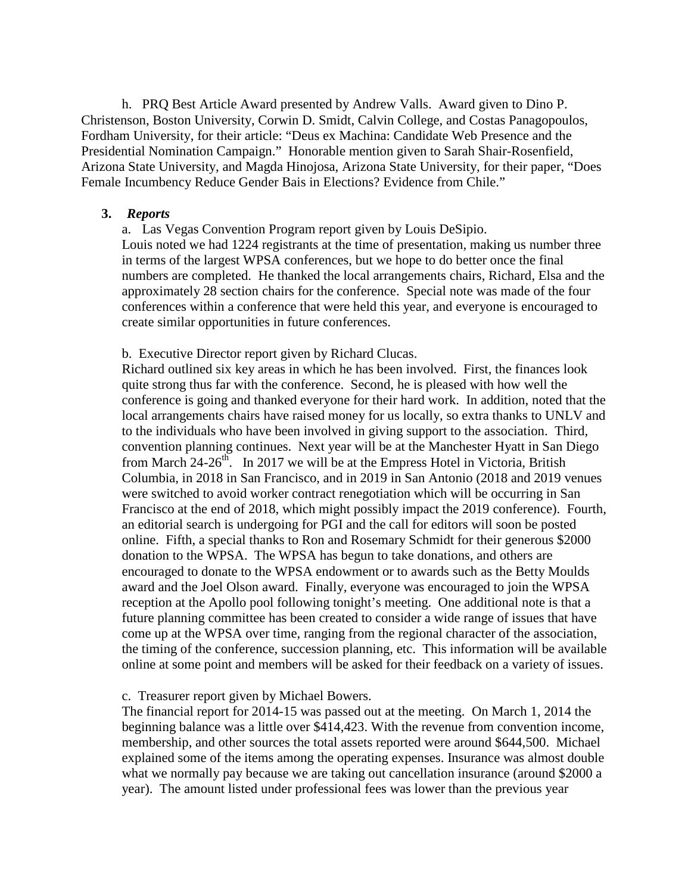h. PRQ Best Article Award presented by Andrew Valls. Award given to Dino P. Christenson, Boston University, Corwin D. Smidt, Calvin College, and Costas Panagopoulos, Fordham University, for their article: "Deus ex Machina: Candidate Web Presence and the Presidential Nomination Campaign." Honorable mention given to Sarah Shair-Rosenfield, Arizona State University, and Magda Hinojosa, Arizona State University, for their paper, "Does Female Incumbency Reduce Gender Bais in Elections? Evidence from Chile."

**3. *Reports***

a. Las Vegas Convention Program report given by Louis DeSipio.
Louis noted we had 1224 registrants at the time of presentation, making us number three in terms of the largest WPSA conferences, but we hope to do better once the final numbers are completed. He thanked the local arrangements chairs, Richard, Elsa and the approximately 28 section chairs for the conference. Special note was made of the four conferences within a conference that were held this year, and everyone is encouraged to create similar opportunities in future conferences.

b. Executive Director report given by Richard Clucas.
Richard outlined six key areas in which he has been involved. First, the finances look quite strong thus far with the conference. Second, he is pleased with how well the conference is going and thanked everyone for their hard work. In addition, noted that the local arrangements chairs have raised money for us locally, so extra thanks to UNLV and to the individuals who have been involved in giving support to the association. Third, convention planning continues. Next year will be at the Manchester Hyatt in San Diego from March 24-26th. In 2017 we will be at the Empress Hotel in Victoria, British Columbia, in 2018 in San Francisco, and in 2019 in San Antonio (2018 and 2019 venues were switched to avoid worker contract renegotiation which will be occurring in San Francisco at the end of 2018, which might possibly impact the 2019 conference). Fourth, an editorial search is undergoing for PGI and the call for editors will soon be posted online. Fifth, a special thanks to Ron and Rosemary Schmidt for their generous $2000 donation to the WPSA. The WPSA has begun to take donations, and others are encouraged to donate to the WPSA endowment or to awards such as the Betty Moulds award and the Joel Olson award. Finally, everyone was encouraged to join the WPSA reception at the Apollo pool following tonight's meeting. One additional note is that a future planning committee has been created to consider a wide range of issues that have come up at the WPSA over time, ranging from the regional character of the association, the timing of the conference, succession planning, etc. This information will be available online at some point and members will be asked for their feedback on a variety of issues.

c. Treasurer report given by Michael Bowers.
The financial report for 2014-15 was passed out at the meeting. On March 1, 2014 the beginning balance was a little over $414,423. With the revenue from convention income, membership, and other sources the total assets reported were around $644,500. Michael explained some of the items among the operating expenses. Insurance was almost double what we normally pay because we are taking out cancellation insurance (around $2000 a year). The amount listed under professional fees was lower than the previous year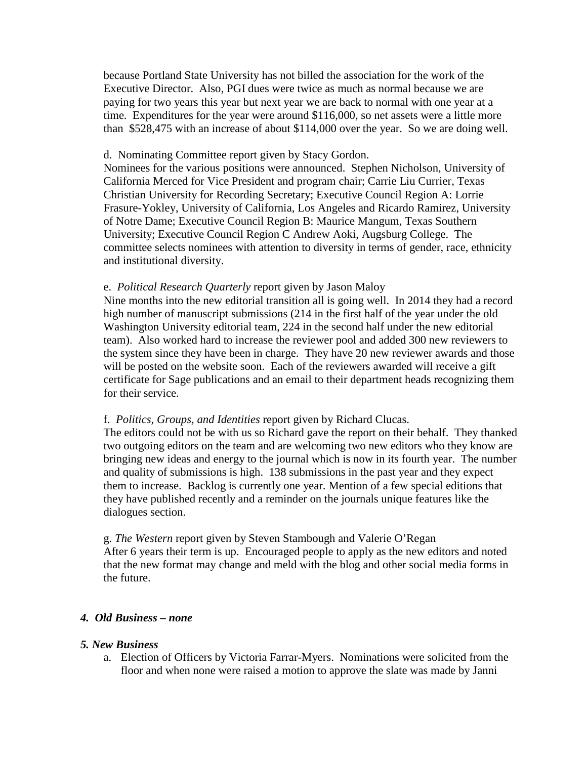because Portland State University has not billed the association for the work of the Executive Director. Also, PGI dues were twice as much as normal because we are paying for two years this year but next year we are back to normal with one year at a time. Expenditures for the year were around $116,000, so net assets were a little more than $528,475 with an increase of about $114,000 over the year. So we are doing well.

d. Nominating Committee report given by Stacy Gordon.
Nominees for the various positions were announced. Stephen Nicholson, University of California Merced for Vice President and program chair; Carrie Liu Currier, Texas Christian University for Recording Secretary; Executive Council Region A: Lorrie Frasure-Yokley, University of California, Los Angeles and Ricardo Ramirez, University of Notre Dame; Executive Council Region B: Maurice Mangum, Texas Southern University; Executive Council Region C Andrew Aoki, Augsburg College. The committee selects nominees with attention to diversity in terms of gender, race, ethnicity and institutional diversity.

e. *Political Research Quarterly* report given by Jason Maloy
Nine months into the new editorial transition all is going well. In 2014 they had a record high number of manuscript submissions (214 in the first half of the year under the old Washington University editorial team, 224 in the second half under the new editorial team). Also worked hard to increase the reviewer pool and added 300 new reviewers to the system since they have been in charge. They have 20 new reviewer awards and those will be posted on the website soon. Each of the reviewers awarded will receive a gift certificate for Sage publications and an email to their department heads recognizing them for their service.

f. *Politics, Groups, and Identities* report given by Richard Clucas.
The editors could not be with us so Richard gave the report on their behalf. They thanked two outgoing editors on the team and are welcoming two new editors who they know are bringing new ideas and energy to the journal which is now in its fourth year. The number and quality of submissions is high. 138 submissions in the past year and they expect them to increase. Backlog is currently one year. Mention of a few special editions that they have published recently and a reminder on the journals unique features like the dialogues section.

g. *The Western* report given by Steven Stambough and Valerie O'Regan
After 6 years their term is up. Encouraged people to apply as the new editors and noted that the new format may change and meld with the blog and other social media forms in the future.

### *4. Old Business – none*

### *5. New Business*

a. Election of Officers by Victoria Farrar-Myers. Nominations were solicited from the floor and when none were raised a motion to approve the slate was made by Janni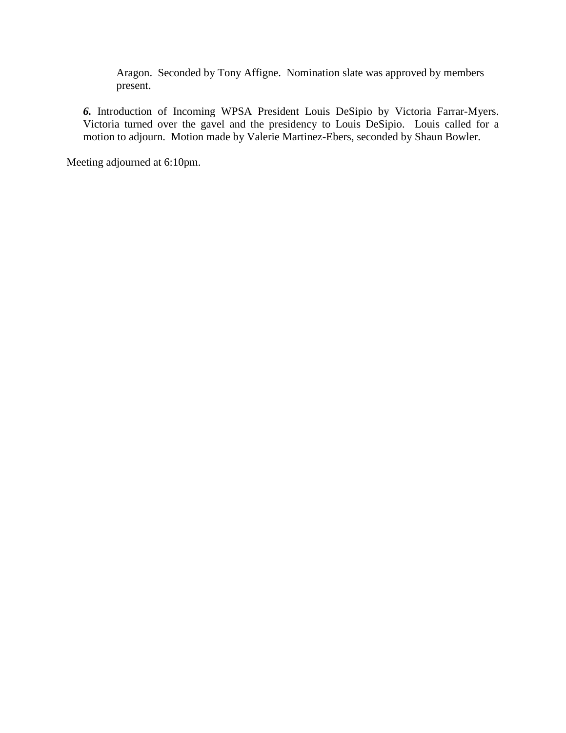Aragon. Seconded by Tony Affigne. Nomination slate was approved by members present.

***6.*** Introduction of Incoming WPSA President Louis DeSipio by Victoria Farrar-Myers. Victoria turned over the gavel and the presidency to Louis DeSipio. Louis called for a motion to adjourn. Motion made by Valerie Martinez-Ebers, seconded by Shaun Bowler.

Meeting adjourned at 6:10pm.